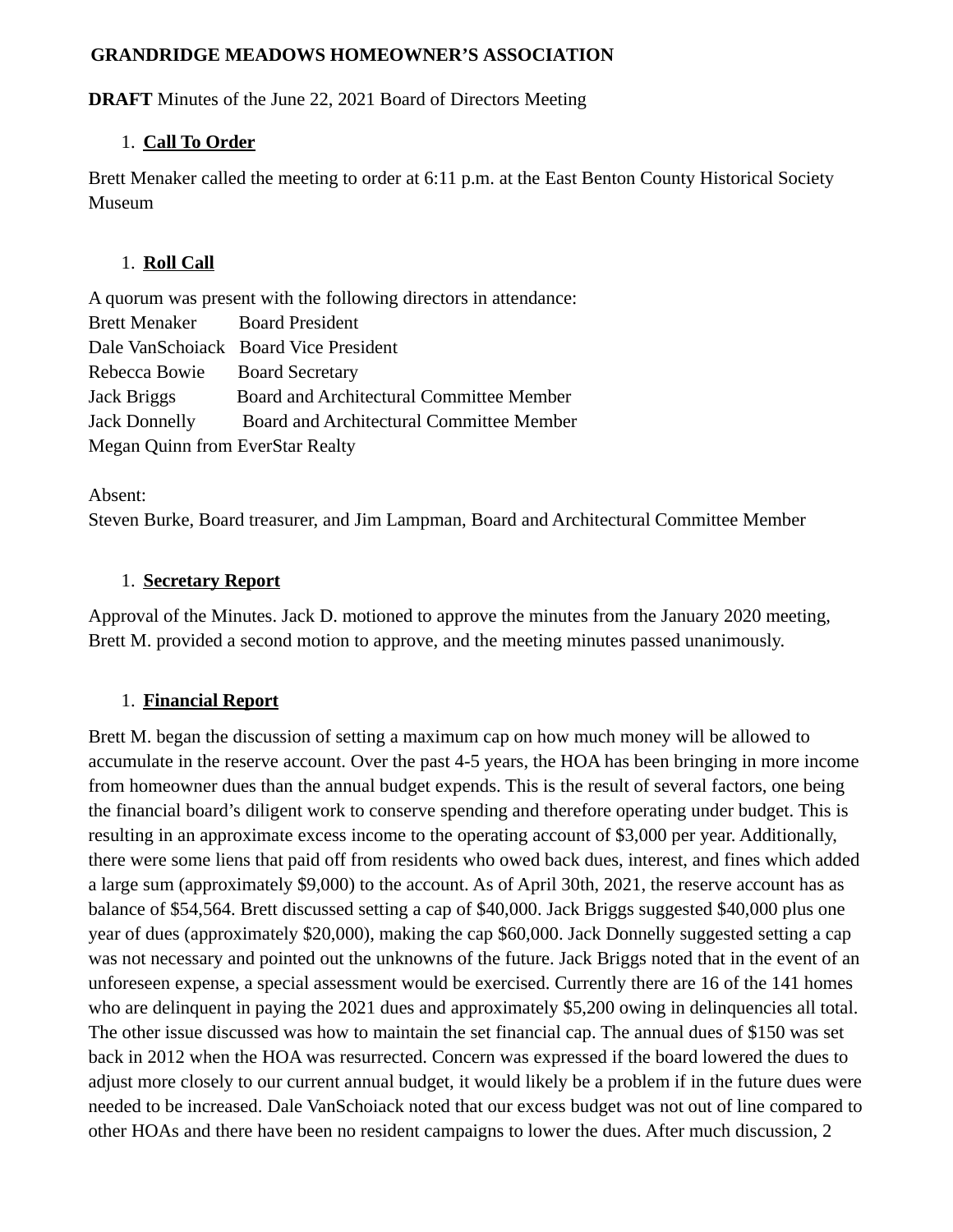**GRANDRIDGE MEADOWS HOMEOWNER'S ASSOCIATION**

**DRAFT** Minutes of the June 22, 2021 Board of Directors Meeting

1. **Call To Order**

Brett Menaker called the meeting to order at 6:11 p.m. at the East Benton County Historical Society Museum

1. **Roll Call**

A quorum was present with the following directors in attendance:
Brett Menaker Board President
Dale VanSchoiack Board Vice President
Rebecca Bowie Board Secretary
Jack Briggs Board and Architectural Committee Member
Jack Donnelly Board and Architectural Committee Member
Megan Quinn from EverStar Realty

Absent:
Steven Burke, Board treasurer, and Jim Lampman, Board and Architectural Committee Member

1. **Secretary Report**

Approval of the Minutes. Jack D. motioned to approve the minutes from the January 2020 meeting, Brett M. provided a second motion to approve, and the meeting minutes passed unanimously.

1. **Financial Report**

Brett M. began the discussion of setting a maximum cap on how much money will be allowed to accumulate in the reserve account. Over the past 4-5 years, the HOA has been bringing in more income from homeowner dues than the annual budget expends. This is the result of several factors, one being the financial board's diligent work to conserve spending and therefore operating under budget. This is resulting in an approximate excess income to the operating account of $3,000 per year. Additionally, there were some liens that paid off from residents who owed back dues, interest, and fines which added a large sum (approximately $9,000) to the account. As of April 30th, 2021, the reserve account has as balance of $54,564. Brett discussed setting a cap of $40,000. Jack Briggs suggested $40,000 plus one year of dues (approximately $20,000), making the cap $60,000. Jack Donnelly suggested setting a cap was not necessary and pointed out the unknowns of the future. Jack Briggs noted that in the event of an unforeseen expense, a special assessment would be exercised. Currently there are 16 of the 141 homes who are delinquent in paying the 2021 dues and approximately $5,200 owing in delinquencies all total. The other issue discussed was how to maintain the set financial cap. The annual dues of $150 was set back in 2012 when the HOA was resurrected. Concern was expressed if the board lowered the dues to adjust more closely to our current annual budget, it would likely be a problem if in the future dues were needed to be increased. Dale VanSchoiack noted that our excess budget was not out of line compared to other HOAs and there have been no resident campaigns to lower the dues. After much discussion, 2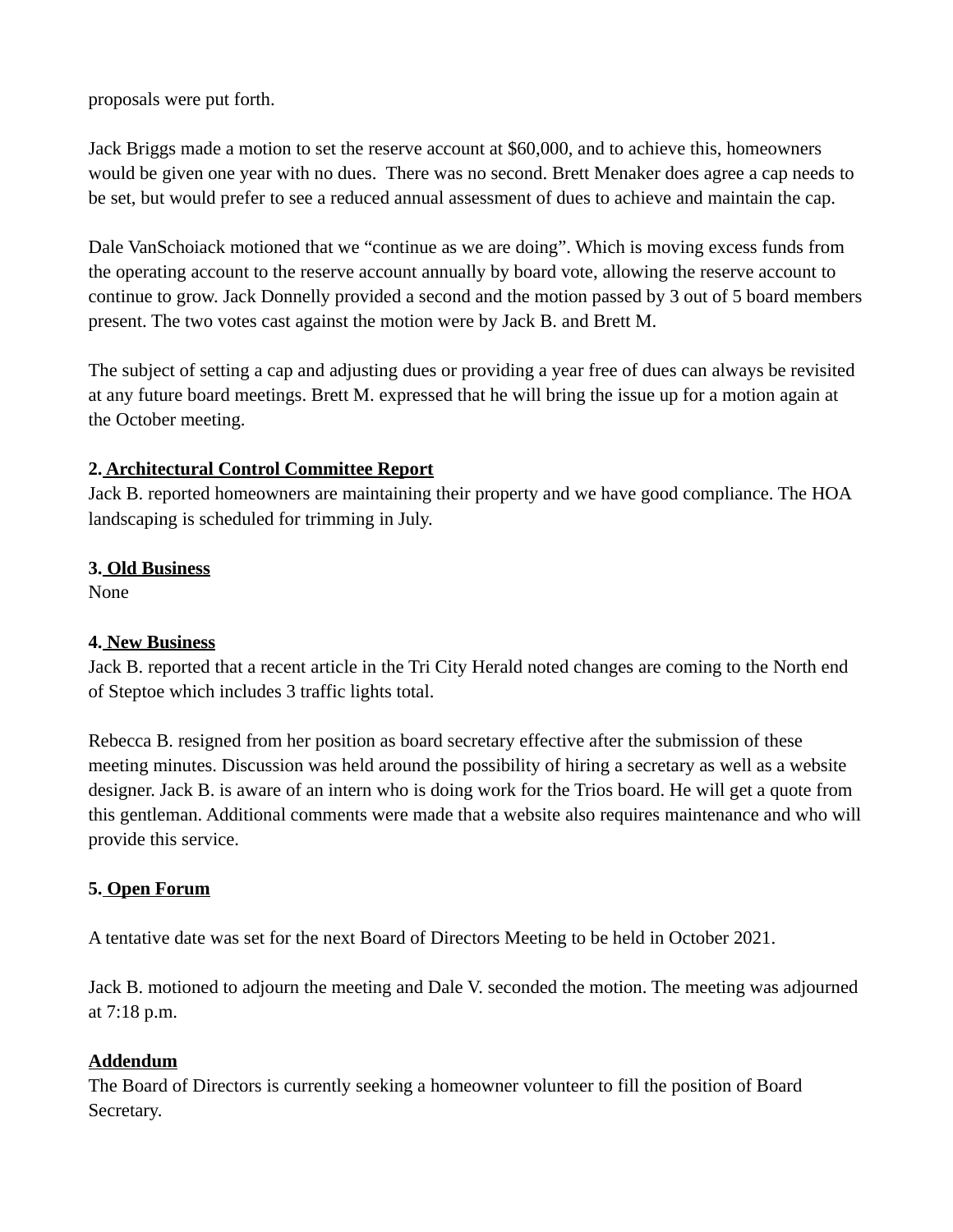proposals were put forth.

Jack Briggs made a motion to set the reserve account at $60,000, and to achieve this, homeowners would be given one year with no dues.  There was no second. Brett Menaker does agree a cap needs to be set, but would prefer to see a reduced annual assessment of dues to achieve and maintain the cap.

Dale VanSchoiack motioned that we "continue as we are doing". Which is moving excess funds from the operating account to the reserve account annually by board vote, allowing the reserve account to continue to grow. Jack Donnelly provided a second and the motion passed by 3 out of 5 board members present. The two votes cast against the motion were by Jack B. and Brett M.

The subject of setting a cap and adjusting dues or providing a year free of dues can always be revisited at any future board meetings. Brett M. expressed that he will bring the issue up for a motion again at the October meeting.

**2. <u>Architectural Control Committee Report</u>**

Jack B. reported homeowners are maintaining their property and we have good compliance. The HOA landscaping is scheduled for trimming in July.

**3. <u>Old Business</u>**

None

**4. <u>New Business</u>**

Jack B. reported that a recent article in the Tri City Herald noted changes are coming to the North end of Steptoe which includes 3 traffic lights total.

Rebecca B. resigned from her position as board secretary effective after the submission of these meeting minutes. Discussion was held around the possibility of hiring a secretary as well as a website designer. Jack B. is aware of an intern who is doing work for the Trios board. He will get a quote from this gentleman. Additional comments were made that a website also requires maintenance and who will provide this service.

**5. <u>Open Forum</u>**

A tentative date was set for the next Board of Directors Meeting to be held in October 2021.

Jack B. motioned to adjourn the meeting and Dale V. seconded the motion. The meeting was adjourned at 7:18 p.m.

**<u>Addendum</u>**

The Board of Directors is currently seeking a homeowner volunteer to fill the position of Board Secretary.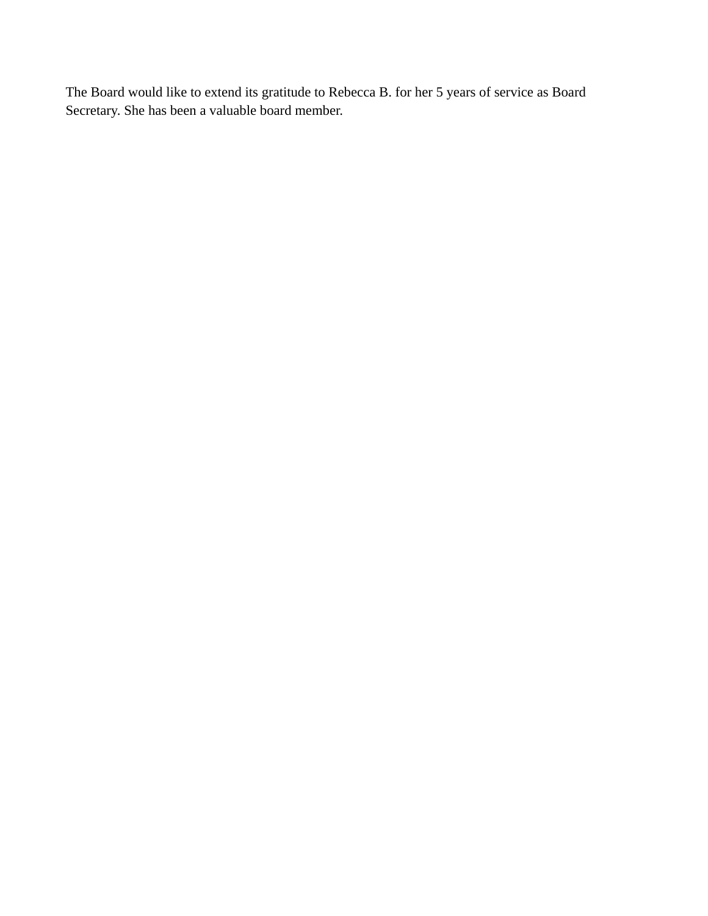The Board would like to extend its gratitude to Rebecca B. for her 5 years of service as Board Secretary. She has been a valuable board member.